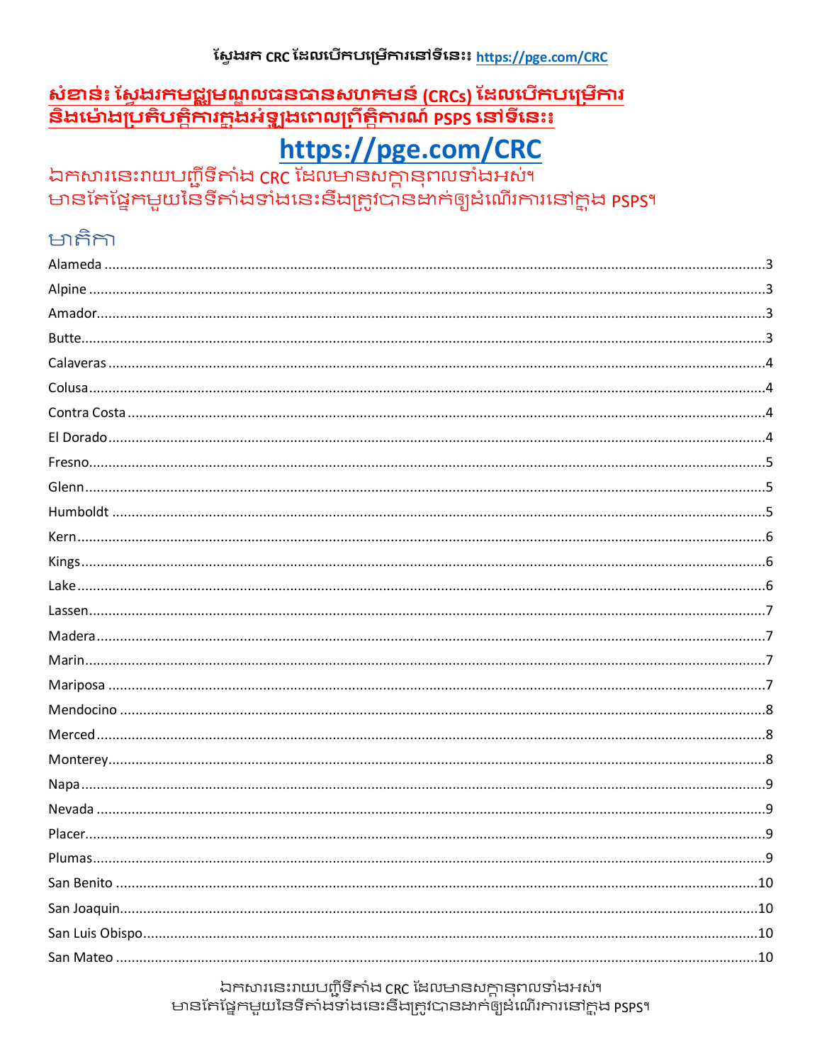ស្វែងរក CRC ដែលបើកបម្រើការនៅទីនេះ៖ https://pge.com/CRC

**សំខាន់៖ ស្វែងរកមជ្ឈមណ្ឌលធនធានសហគមន៍ (CRCs) ដែលបើកបម្រើការ និងម៉ោងប្រតិបត្តិការក្នុងអំឡុងពេលព្រឹត្តិការណ៍ PSPS នៅទីនេះ៖**

# https://pge.com/CRC

ឯកសារនេះរាយបញ្ជីទីតាំង CRC ដែលមានសក្ដានុពលទាំងអស់។
មានតែផ្នែកមួយនៃទីតាំងទាំងនេះនឹងត្រូវបានដាក់ឲ្យដំណើរការនៅក្នុង PSPS។

## មាតិកា

| | |
|---|---|
| Alameda | 3 |
| Alpine | 3 |
| Amador | 3 |
| Butte | 3 |
| Calaveras | 4 |
| Colusa | 4 |
| Contra Costa | 4 |
| El Dorado | 4 |
| Fresno | 5 |
| Glenn | 5 |
| Humboldt | 5 |
| Kern | 6 |
| Kings | 6 |
| Lake | 6 |
| Lassen | 7 |
| Madera | 7 |
| Marin | 7 |
| Mariposa | 7 |
| Mendocino | 8 |
| Merced | 8 |
| Monterey | 8 |
| Napa | 9 |
| Nevada | 9 |
| Placer | 9 |
| Plumas | 9 |
| San Benito | 10 |
| San Joaquin | 10 |
| San Luis Obispo | 10 |
| San Mateo | 10 |

ឯកសារនេះរាយបញ្ជីទីតាំង CRC ដែលមានសក្ដានុពលទាំងអស់។
មានតែផ្នែកមួយនៃទីតាំងទាំងនេះនឹងត្រូវបានដាក់ឲ្យដំណើរការនៅក្នុង PSPS។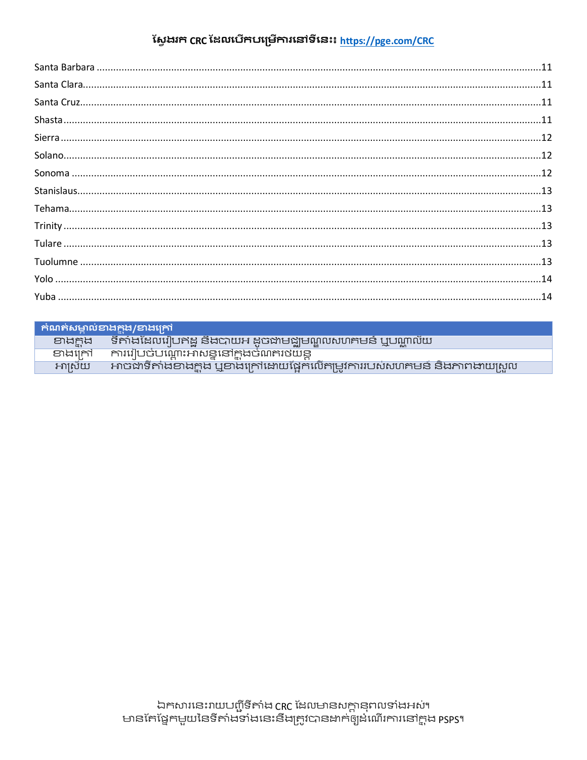ស្វែងរក CRC ដែលបើកបម្រើការនៅទីនេះ៖ https://pge.com/CRC

Santa Barbara ....... 11
Santa Clara ....... 11
Santa Cruz ....... 11
Shasta ....... 11
Sierra ....... 12
Solano ....... 12
Sonoma ....... 12
Stanislaus ....... 13
Tehama ....... 13
Trinity ....... 13
Tulare ....... 13
Tuolumne ....... 13
Yolo ....... 14
Yuba ....... 14

| កំណត់សម្គាល់ខាងក្នុង/ខាងក្រៅ | |
|---|---|
| ខាងក្នុង | ទីតាំងដែលរៀបតដួ នឹងបាយអ ដូចជាមជ្ឈមណ្ឌលសហគមន៍ ឬបណ្ណាល័យ |
| ខាងក្រៅ | ការរៀបចំបណ្ដោះអាសន្ននៅក្នុងចំណតរថយន្ត |
| អាស្រ័យ | អាចជាទីតាំងខាងក្នុង ឬខាងក្រៅដោយផ្អែកលើតម្រូវការរបស់សហគមន៍ និងភាពងាយស្រួល |

ឯកសារនេះរាយបញ្ជីទីតាំង CRC ដែលមានសក្ដានុពលទាំងអស់។
មានតែផ្នែកមួយនៃទីតាំងទាំងនេះនឹងត្រូវបានដាក់ឲ្យដំណើរការនៅក្នុង PSPS។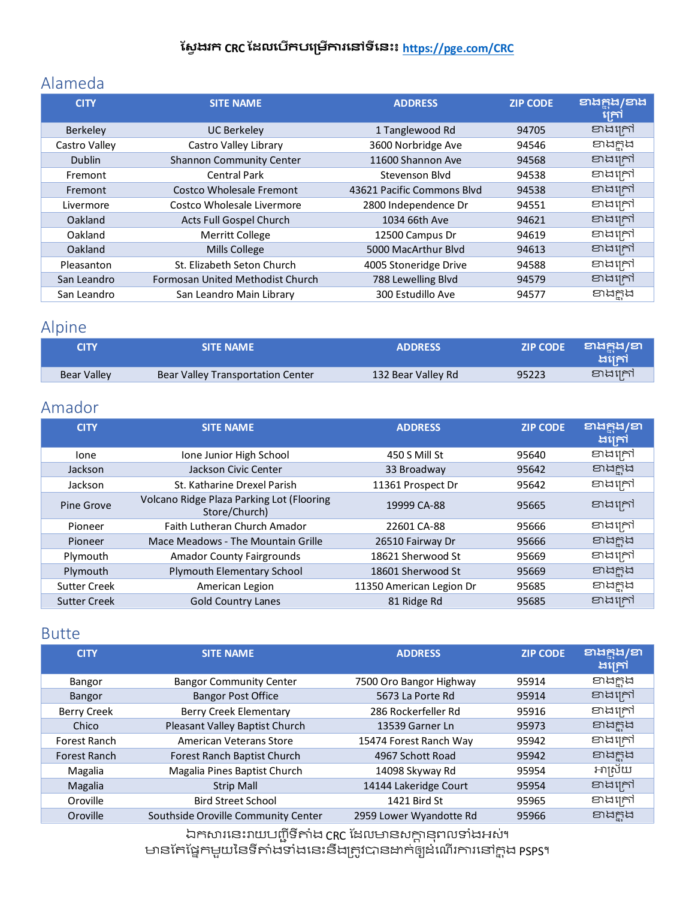ស្វែងរក CRC ដែលបើកបម្រើការនៅទីនេះ៖ https://pge.com/CRC

## Alameda

| CITY | SITE NAME | ADDRESS | ZIP CODE | ខាងក្នុង/ខាងក្រៅ |
|---|---|---|---|---|
| Berkeley | UC Berkeley | 1 Tanglewood Rd | 94705 | ខាងក្រៅ |
| Castro Valley | Castro Valley Library | 3600 Norbridge Ave | 94546 | ខាងក្នុង |
| Dublin | Shannon Community Center | 11600 Shannon Ave | 94568 | ខាងក្រៅ |
| Fremont | Central Park | Stevenson Blvd | 94538 | ខាងក្រៅ |
| Fremont | Costco Wholesale Fremont | 43621 Pacific Commons Blvd | 94538 | ខាងក្រៅ |
| Livermore | Costco Wholesale Livermore | 2800 Independence Dr | 94551 | ខាងក្រៅ |
| Oakland | Acts Full Gospel Church | 1034 66th Ave | 94621 | ខាងក្រៅ |
| Oakland | Merritt College | 12500 Campus Dr | 94619 | ខាងក្រៅ |
| Oakland | Mills College | 5000 MacArthur Blvd | 94613 | ខាងក្រៅ |
| Pleasanton | St. Elizabeth Seton Church | 4005 Stoneridge Drive | 94588 | ខាងក្រៅ |
| San Leandro | Formosan United Methodist Church | 788 Lewelling Blvd | 94579 | ខាងក្រៅ |
| San Leandro | San Leandro Main Library | 300 Estudillo Ave | 94577 | ខាងក្នុង |

## Alpine

| CITY | SITE NAME | ADDRESS | ZIP CODE | ខាងក្នុង/ខាងក្រៅ |
|---|---|---|---|---|
| Bear Valley | Bear Valley Transportation Center | 132 Bear Valley Rd | 95223 | ខាងក្រៅ |

## Amador

| CITY | SITE NAME | ADDRESS | ZIP CODE | ខាងក្នុង/ខាងក្រៅ |
|---|---|---|---|---|
| Ione | Ione Junior High School | 450 S Mill St | 95640 | ខាងក្រៅ |
| Jackson | Jackson Civic Center | 33 Broadway | 95642 | ខាងក្នុង |
| Jackson | St. Katharine Drexel Parish | 11361 Prospect Dr | 95642 | ខាងក្រៅ |
| Pine Grove | Volcano Ridge Plaza Parking Lot (Flooring Store/Church) | 19999 CA-88 | 95665 | ខាងក្រៅ |
| Pioneer | Faith Lutheran Church Amador | 22601 CA-88 | 95666 | ខាងក្រៅ |
| Pioneer | Mace Meadows - The Mountain Grille | 26510 Fairway Dr | 95666 | ខាងក្នុង |
| Plymouth | Amador County Fairgrounds | 18621 Sherwood St | 95669 | ខាងក្រៅ |
| Plymouth | Plymouth Elementary School | 18601 Sherwood St | 95669 | ខាងក្នុង |
| Sutter Creek | American Legion | 11350 American Legion Dr | 95685 | ខាងក្នុង |
| Sutter Creek | Gold Country Lanes | 81 Ridge Rd | 95685 | ខាងក្រៅ |

## Butte

| CITY | SITE NAME | ADDRESS | ZIP CODE | ខាងក្នុង/ខាងក្រៅ |
|---|---|---|---|---|
| Bangor | Bangor Community Center | 7500 Oro Bangor Highway | 95914 | ខាងក្នុង |
| Bangor | Bangor Post Office | 5673 La Porte Rd | 95914 | ខាងក្រៅ |
| Berry Creek | Berry Creek Elementary | 286 Rockerfeller Rd | 95916 | ខាងក្រៅ |
| Chico | Pleasant Valley Baptist Church | 13539 Garner Ln | 95973 | ខាងក្នុង |
| Forest Ranch | American Veterans Store | 15474 Forest Ranch Way | 95942 | ខាងក្រៅ |
| Forest Ranch | Forest Ranch Baptist Church | 4967 Schott Road | 95942 | ខាងក្នុង |
| Magalia | Magalia Pines Baptist Church | 14098 Skyway Rd | 95954 | អាស្រ័យ |
| Magalia | Strip Mall | 14144 Lakeridge Court | 95954 | ខាងក្រៅ |
| Oroville | Bird Street School | 1421 Bird St | 95965 | ខាងក្រៅ |
| Oroville | Southside Oroville Community Center | 2959 Lower Wyandotte Rd | 95966 | ខាងក្នុង |

ឯកសារនេះរាយបញ្ជីទីតាំង CRC ដែលមានសក្តានុពលទាំងអស់។
មានតែផ្នែកមួយនៃទីតាំងទាំងនេះនឹងត្រូវបានដាក់ឱ្យដំណើរការនៅក្នុង PSPS។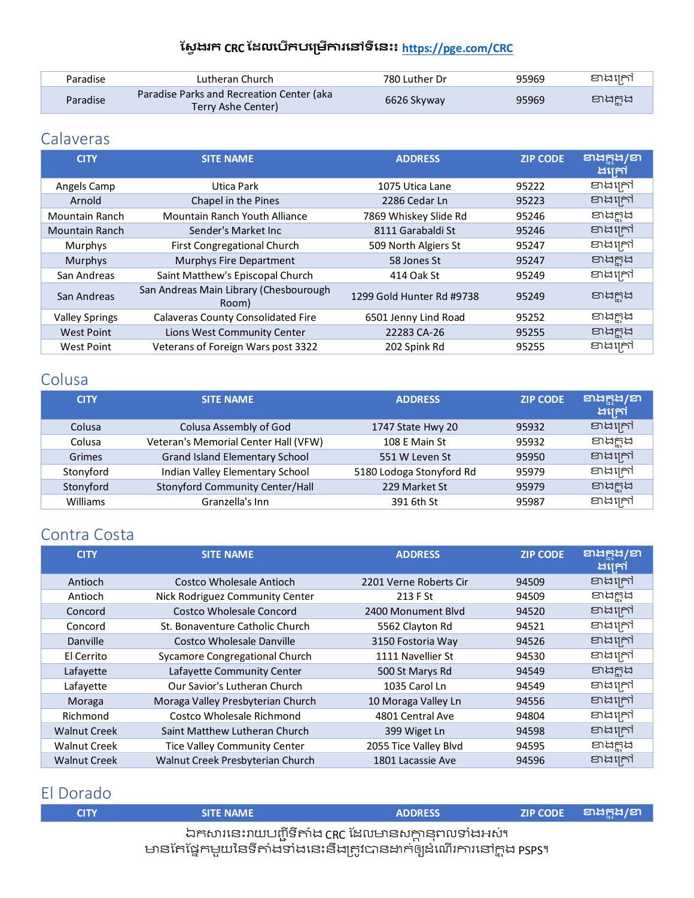ស្វែងរក CRC ដែលបើកបម្រើការនៅទីនេះ៖ https://pge.com/CRC

| | | | | |
|---|---|---|---|---|
| Paradise | Lutheran Church | 780 Luther Dr | 95969 | ខាងក្រៅ |
| Paradise | Paradise Parks and Recreation Center (aka Terry Ashe Center) | 6626 Skyway | 95969 | ខាងក្នុង |

## Calaveras

| CITY | SITE NAME | ADDRESS | ZIP CODE | ខាងក្នុង/ខាងក្រៅ |
|---|---|---|---|---|
| Angels Camp | Utica Park | 1075 Utica Lane | 95222 | ខាងក្រៅ |
| Arnold | Chapel in the Pines | 2286 Cedar Ln | 95223 | ខាងក្រៅ |
| Mountain Ranch | Mountain Ranch Youth Alliance | 7869 Whiskey Slide Rd | 95246 | ខាងក្នុង |
| Mountain Ranch | Sender's Market Inc | 8111 Garabaldi St | 95246 | ខាងក្រៅ |
| Murphys | First Congregational Church | 509 North Algiers St | 95247 | ខាងក្រៅ |
| Murphys | Murphys Fire Department | 58 Jones St | 95247 | ខាងក្នុង |
| San Andreas | Saint Matthew's Episcopal Church | 414 Oak St | 95249 | ខាងក្រៅ |
| San Andreas | San Andreas Main Library (Chesbourough Room) | 1299 Gold Hunter Rd #9738 | 95249 | ខាងក្នុង |
| Valley Springs | Calaveras County Consolidated Fire | 6501 Jenny Lind Road | 95252 | ខាងក្នុង |
| West Point | Lions West Community Center | 22283 CA-26 | 95255 | ខាងក្នុង |
| West Point | Veterans of Foreign Wars post 3322 | 202 Spink Rd | 95255 | ខាងក្រៅ |

## Colusa

| CITY | SITE NAME | ADDRESS | ZIP CODE | ខាងក្នុង/ខាងក្រៅ |
|---|---|---|---|---|
| Colusa | Colusa Assembly of God | 1747 State Hwy 20 | 95932 | ខាងក្រៅ |
| Colusa | Veteran's Memorial Center Hall (VFW) | 108 E Main St | 95932 | ខាងក្នុង |
| Grimes | Grand Island Elementary School | 551 W Leven St | 95950 | ខាងក្រៅ |
| Stonyford | Indian Valley Elementary School | 5180 Lodoga Stonyford Rd | 95979 | ខាងក្រៅ |
| Stonyford | Stonyford Community Center/Hall | 229 Market St | 95979 | ខាងក្នុង |
| Williams | Granzella's Inn | 391 6th St | 95987 | ខាងក្រៅ |

## Contra Costa

| CITY | SITE NAME | ADDRESS | ZIP CODE | ខាងក្នុង/ខាងក្រៅ |
|---|---|---|---|---|
| Antioch | Costco Wholesale Antioch | 2201 Verne Roberts Cir | 94509 | ខាងក្រៅ |
| Antioch | Nick Rodriguez Community Center | 213 F St | 94509 | ខាងក្នុង |
| Concord | Costco Wholesale Concord | 2400 Monument Blvd | 94520 | ខាងក្រៅ |
| Concord | St. Bonaventure Catholic Church | 5562 Clayton Rd | 94521 | ខាងក្រៅ |
| Danville | Costco Wholesale Danville | 3150 Fostoria Way | 94526 | ខាងក្រៅ |
| El Cerrito | Sycamore Congregational Church | 1111 Navellier St | 94530 | ខាងក្រៅ |
| Lafayette | Lafayette Community Center | 500 St Marys Rd | 94549 | ខាងក្នុង |
| Lafayette | Our Savior's Lutheran Church | 1035 Carol Ln | 94549 | ខាងក្រៅ |
| Moraga | Moraga Valley Presbyterian Church | 10 Moraga Valley Ln | 94556 | ខាងក្រៅ |
| Richmond | Costco Wholesale Richmond | 4801 Central Ave | 94804 | ខាងក្រៅ |
| Walnut Creek | Saint Matthew Lutheran Church | 399 Wiget Ln | 94598 | ខាងក្រៅ |
| Walnut Creek | Tice Valley Community Center | 2055 Tice Valley Blvd | 94595 | ខាងក្នុង |
| Walnut Creek | Walnut Creek Presbyterian Church | 1801 Lacassie Ave | 94596 | ខាងក្រៅ |

## El Dorado

| CITY | SITE NAME | ADDRESS | ZIP CODE | ខាងក្នុង/ខា |
|---|---|---|---|---|

ឯកសារនេះរាយបញ្ជីទីតាំង CRC ដែលមានសក្តានុពលទាំងអស់។
មានតែផ្នែកមួយនៃទីតាំងទាំងនេះនឹងត្រូវបានដាក់ឲ្យដំណើរការនៅក្នុង PSPS។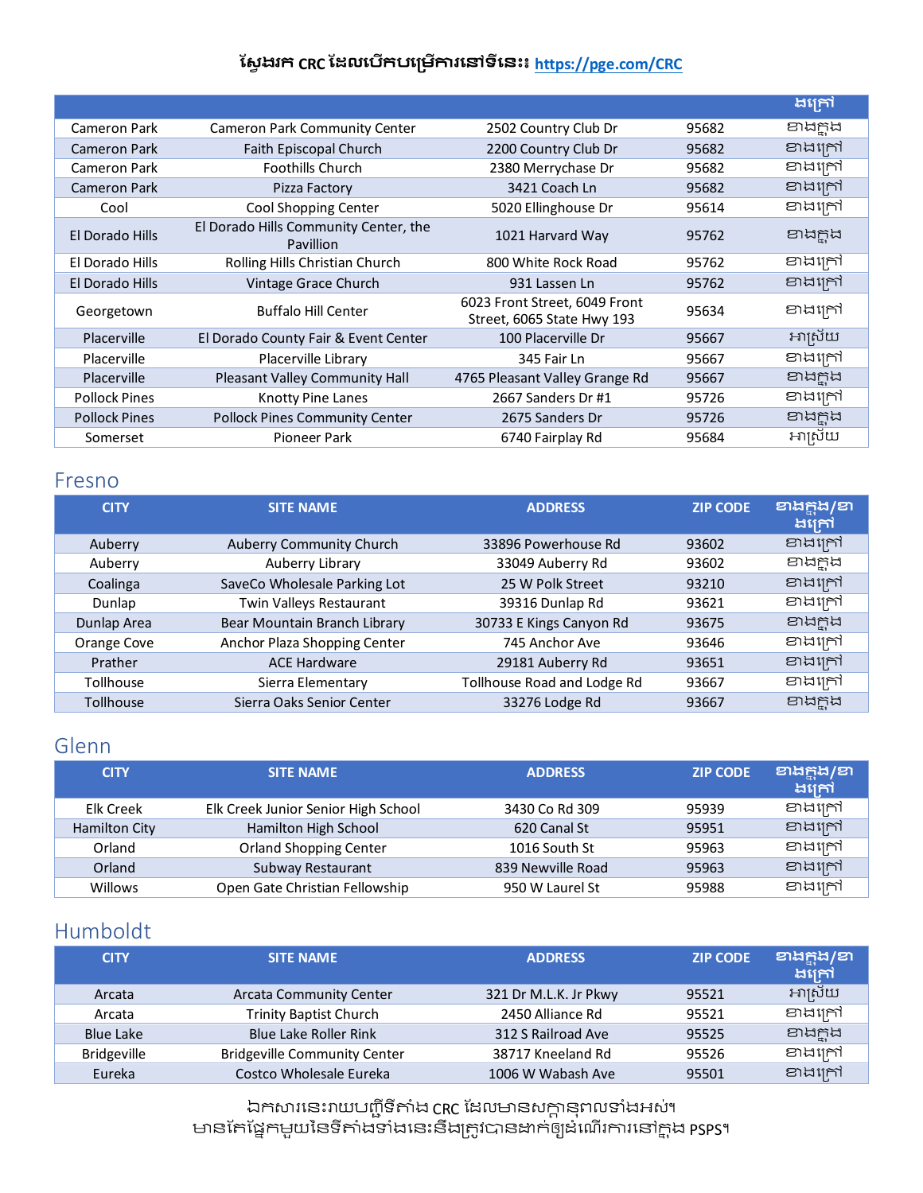ស្វែងរក CRC ដែលបើកបម្រើការនៅទីនេះ៖ https://pge.com/CRC

| | | | | ខាងក្នុង/ខាងក្រៅ |
|---|---|---|---|---|
| Cameron Park | Cameron Park Community Center | 2502 Country Club Dr | 95682 | ខាងក្នុង |
| Cameron Park | Faith Episcopal Church | 2200 Country Club Dr | 95682 | ខាងក្រៅ |
| Cameron Park | Foothills Church | 2380 Merrychase Dr | 95682 | ខាងក្រៅ |
| Cameron Park | Pizza Factory | 3421 Coach Ln | 95682 | ខាងក្រៅ |
| Cool | Cool Shopping Center | 5020 Ellinghouse Dr | 95614 | ខាងក្រៅ |
| El Dorado Hills | El Dorado Hills Community Center, the Pavillion | 1021 Harvard Way | 95762 | ខាងក្នុង |
| El Dorado Hills | Rolling Hills Christian Church | 800 White Rock Road | 95762 | ខាងក្រៅ |
| El Dorado Hills | Vintage Grace Church | 931 Lassen Ln | 95762 | ខាងក្រៅ |
| Georgetown | Buffalo Hill Center | 6023 Front Street, 6049 Front Street, 6065 State Hwy 193 | 95634 | ខាងក្រៅ |
| Placerville | El Dorado County Fair & Event Center | 100 Placerville Dr | 95667 | អាស្រ័យ |
| Placerville | Placerville Library | 345 Fair Ln | 95667 | ខាងក្រៅ |
| Placerville | Pleasant Valley Community Hall | 4765 Pleasant Valley Grange Rd | 95667 | ខាងក្នុង |
| Pollock Pines | Knotty Pine Lanes | 2667 Sanders Dr #1 | 95726 | ខាងក្រៅ |
| Pollock Pines | Pollock Pines Community Center | 2675 Sanders Dr | 95726 | ខាងក្នុង |
| Somerset | Pioneer Park | 6740 Fairplay Rd | 95684 | អាស្រ័យ |

## Fresno

| CITY | SITE NAME | ADDRESS | ZIP CODE | ខាងក្នុង/ខាងក្រៅ |
|---|---|---|---|---|
| Auberry | Auberry Community Church | 33896 Powerhouse Rd | 93602 | ខាងក្រៅ |
| Auberry | Auberry Library | 33049 Auberry Rd | 93602 | ខាងក្នុង |
| Coalinga | SaveCo Wholesale Parking Lot | 25 W Polk Street | 93210 | ខាងក្រៅ |
| Dunlap | Twin Valleys Restaurant | 39316 Dunlap Rd | 93621 | ខាងក្រៅ |
| Dunlap Area | Bear Mountain Branch Library | 30733 E Kings Canyon Rd | 93675 | ខាងក្នុង |
| Orange Cove | Anchor Plaza Shopping Center | 745 Anchor Ave | 93646 | ខាងក្រៅ |
| Prather | ACE Hardware | 29181 Auberry Rd | 93651 | ខាងក្រៅ |
| Tollhouse | Sierra Elementary | Tollhouse Road and Lodge Rd | 93667 | ខាងក្រៅ |
| Tollhouse | Sierra Oaks Senior Center | 33276 Lodge Rd | 93667 | ខាងក្នុង |

## Glenn

| CITY | SITE NAME | ADDRESS | ZIP CODE | ខាងក្នុង/ខាងក្រៅ |
|---|---|---|---|---|
| Elk Creek | Elk Creek Junior Senior High School | 3430 Co Rd 309 | 95939 | ខាងក្រៅ |
| Hamilton City | Hamilton High School | 620 Canal St | 95951 | ខាងក្រៅ |
| Orland | Orland Shopping Center | 1016 South St | 95963 | ខាងក្រៅ |
| Orland | Subway Restaurant | 839 Newville Road | 95963 | ខាងក្រៅ |
| Willows | Open Gate Christian Fellowship | 950 W Laurel St | 95988 | ខាងក្រៅ |

## Humboldt

| CITY | SITE NAME | ADDRESS | ZIP CODE | ខាងក្នុង/ខាងក្រៅ |
|---|---|---|---|---|
| Arcata | Arcata Community Center | 321 Dr M.L.K. Jr Pkwy | 95521 | អាស្រ័យ |
| Arcata | Trinity Baptist Church | 2450 Alliance Rd | 95521 | ខាងក្រៅ |
| Blue Lake | Blue Lake Roller Rink | 312 S Railroad Ave | 95525 | ខាងក្នុង |
| Bridgeville | Bridgeville Community Center | 38717 Kneeland Rd | 95526 | ខាងក្រៅ |
| Eureka | Costco Wholesale Eureka | 1006 W Wabash Ave | 95501 | ខាងក្រៅ |

ឯកសារនេះរាយបញ្ជីទីតាំង CRC ដែលមានសក្តានុពលទាំងអស់។
មានតែផ្នែកមួយនៃទីតាំងទាំងនេះនឹងត្រូវបានដាក់ឲ្យដំណើរការនៅក្នុង PSPS។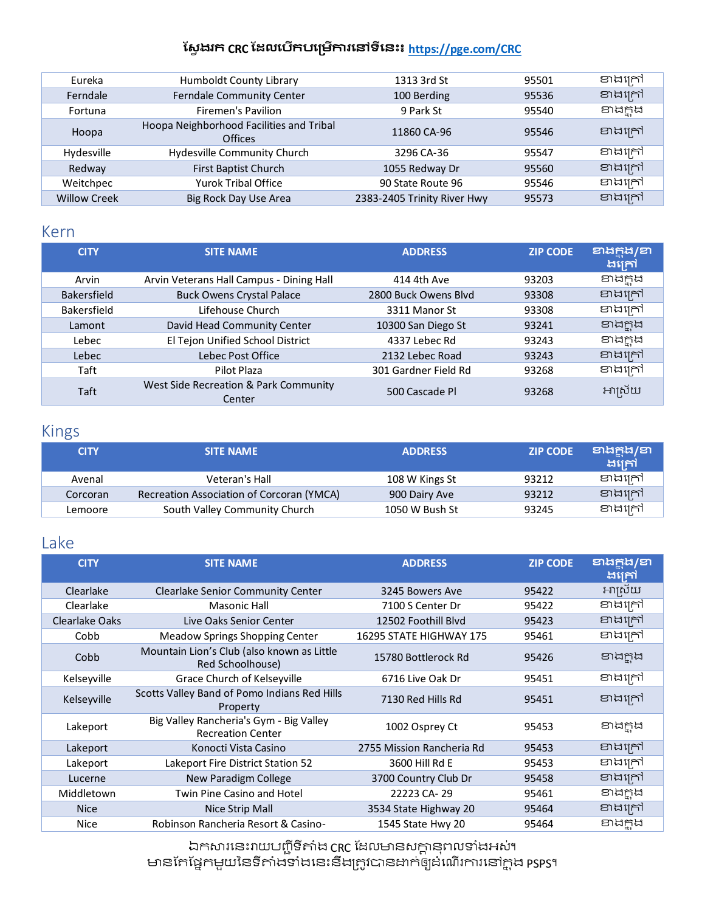ស្វែងរក CRC ដែលបើកបម្រើការនៅទីនេះ៖ https://pge.com/CRC

| | | | | |
|---|---|---|---|---|
| Eureka | Humboldt County Library | 1313 3rd St | 95501 | ខាងក្រៅ |
| Ferndale | Ferndale Community Center | 100 Berding | 95536 | ខាងក្រៅ |
| Fortuna | Firemen's Pavilion | 9 Park St | 95540 | ខាងក្នុង |
| Hoopa | Hoopa Neighborhood Facilities and Tribal Offices | 11860 CA-96 | 95546 | ខាងក្រៅ |
| Hydesville | Hydesville Community Church | 3296 CA-36 | 95547 | ខាងក្រៅ |
| Redway | First Baptist Church | 1055 Redway Dr | 95560 | ខាងក្រៅ |
| Weitchpec | Yurok Tribal Office | 90 State Route 96 | 95546 | ខាងក្រៅ |
| Willow Creek | Big Rock Day Use Area | 2383-2405 Trinity River Hwy | 95573 | ខាងក្រៅ |

## Kern

| CITY | SITE NAME | ADDRESS | ZIP CODE | ខាងក្នុង/ខាងក្រៅ |
|---|---|---|---|---|
| Arvin | Arvin Veterans Hall Campus - Dining Hall | 414 4th Ave | 93203 | ខាងក្នុង |
| Bakersfield | Buck Owens Crystal Palace | 2800 Buck Owens Blvd | 93308 | ខាងក្រៅ |
| Bakersfield | Lifehouse Church | 3311 Manor St | 93308 | ខាងក្រៅ |
| Lamont | David Head Community Center | 10300 San Diego St | 93241 | ខាងក្នុង |
| Lebec | El Tejon Unified School District | 4337 Lebec Rd | 93243 | ខាងក្នុង |
| Lebec | Lebec Post Office | 2132 Lebec Road | 93243 | ខាងក្រៅ |
| Taft | Pilot Plaza | 301 Gardner Field Rd | 93268 | ខាងក្រៅ |
| Taft | West Side Recreation & Park Community Center | 500 Cascade Pl | 93268 | អាស្រ័យ |

## Kings

| CITY | SITE NAME | ADDRESS | ZIP CODE | ខាងក្នុង/ខាងក្រៅ |
|---|---|---|---|---|
| Avenal | Veteran's Hall | 108 W Kings St | 93212 | ខាងក្រៅ |
| Corcoran | Recreation Association of Corcoran (YMCA) | 900 Dairy Ave | 93212 | ខាងក្រៅ |
| Lemoore | South Valley Community Church | 1050 W Bush St | 93245 | ខាងក្រៅ |

## Lake

| CITY | SITE NAME | ADDRESS | ZIP CODE | ខាងក្នុង/ខាងក្រៅ |
|---|---|---|---|---|
| Clearlake | Clearlake Senior Community Center | 3245 Bowers Ave | 95422 | អាស្រ័យ |
| Clearlake | Masonic Hall | 7100 S Center Dr | 95422 | ខាងក្រៅ |
| Clearlake Oaks | Live Oaks Senior Center | 12502 Foothill Blvd | 95423 | ខាងក្រៅ |
| Cobb | Meadow Springs Shopping Center | 16295 STATE HIGHWAY 175 | 95461 | ខាងក្រៅ |
| Cobb | Mountain Lion's Club (also known as Little Red Schoolhouse) | 15780 Bottlerock Rd | 95426 | ខាងក្នុង |
| Kelseyville | Grace Church of Kelseyville | 6716 Live Oak Dr | 95451 | ខាងក្រៅ |
| Kelseyville | Scotts Valley Band of Pomo Indians Red Hills Property | 7130 Red Hills Rd | 95451 | ខាងក្រៅ |
| Lakeport | Big Valley Rancheria's Gym - Big Valley Recreation Center | 1002 Osprey Ct | 95453 | ខាងក្នុង |
| Lakeport | Konocti Vista Casino | 2755 Mission Rancheria Rd | 95453 | ខាងក្រៅ |
| Lakeport | Lakeport Fire District Station 52 | 3600 Hill Rd E | 95453 | ខាងក្រៅ |
| Lucerne | New Paradigm College | 3700 Country Club Dr | 95458 | ខាងក្រៅ |
| Middletown | Twin Pine Casino and Hotel | 22223 CA- 29 | 95461 | ខាងក្នុង |
| Nice | Nice Strip Mall | 3534 State Highway 20 | 95464 | ខាងក្រៅ |
| Nice | Robinson Rancheria Resort & Casino- | 1545 State Hwy 20 | 95464 | ខាងក្នុង |

ឯកសារនេះរាយបញ្ជីទីតាំង CRC ដែលមានសក្តានុពលទាំងអស់។
មានតែផ្នែកមួយនៃទីតាំងទាំងនេះនឹងត្រូវបានដាក់ឲ្យដំណើរការនៅក្នុង PSPS។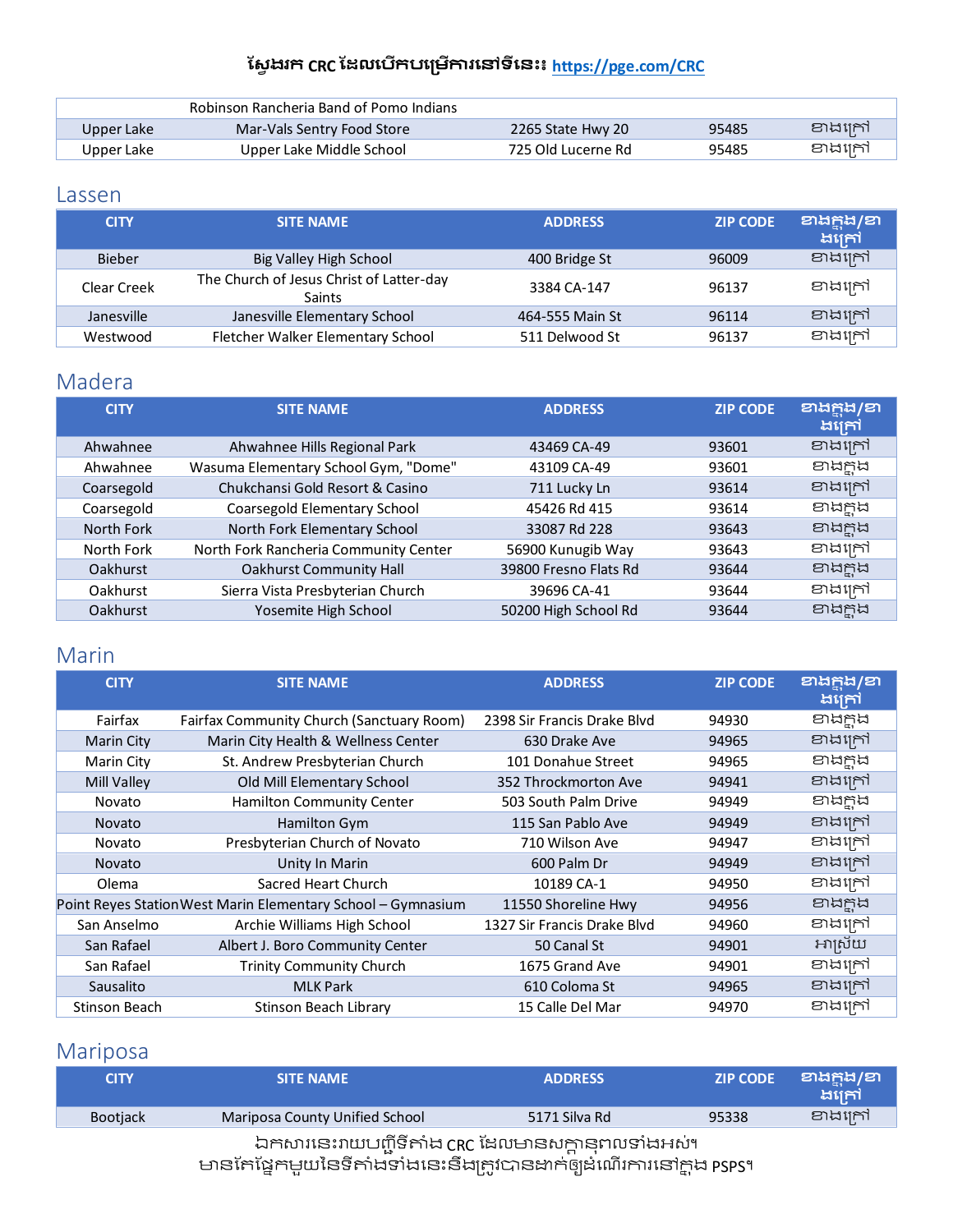ស្វែងរក CRC ដែលបើកបម្រើការនៅទីនេះ៖ https://pge.com/CRC

| | Robinson Rancheria Band of Pomo Indians | | | |
|---|---|---|---|---|
| Upper Lake | Mar-Vals Sentry Food Store | 2265 State Hwy 20 | 95485 | ខាងក្រៅ |
| Upper Lake | Upper Lake Middle School | 725 Old Lucerne Rd | 95485 | ខាងក្រៅ |

## Lassen

| CITY | SITE NAME | ADDRESS | ZIP CODE | ខាងក្នុង/ខាងក្រៅ |
|---|---|---|---|---|
| Bieber | Big Valley High School | 400 Bridge St | 96009 | ខាងក្រៅ |
| Clear Creek | The Church of Jesus Christ of Latter-day Saints | 3384 CA-147 | 96137 | ខាងក្រៅ |
| Janesville | Janesville Elementary School | 464-555 Main St | 96114 | ខាងក្រៅ |
| Westwood | Fletcher Walker Elementary School | 511 Delwood St | 96137 | ខាងក្រៅ |

## Madera

| CITY | SITE NAME | ADDRESS | ZIP CODE | ខាងក្នុង/ខាងក្រៅ |
|---|---|---|---|---|
| Ahwahnee | Ahwahnee Hills Regional Park | 43469 CA-49 | 93601 | ខាងក្រៅ |
| Ahwahnee | Wasuma Elementary School Gym, "Dome" | 43109 CA-49 | 93601 | ខាងក្នុង |
| Coarsegold | Chukchansi Gold Resort & Casino | 711 Lucky Ln | 93614 | ខាងក្រៅ |
| Coarsegold | Coarsegold Elementary School | 45426 Rd 415 | 93614 | ខាងក្នុង |
| North Fork | North Fork Elementary School | 33087 Rd 228 | 93643 | ខាងក្នុង |
| North Fork | North Fork Rancheria Community Center | 56900 Kunugib Way | 93643 | ខាងក្រៅ |
| Oakhurst | Oakhurst Community Hall | 39800 Fresno Flats Rd | 93644 | ខាងក្នុង |
| Oakhurst | Sierra Vista Presbyterian Church | 39696 CA-41 | 93644 | ខាងក្រៅ |
| Oakhurst | Yosemite High School | 50200 High School Rd | 93644 | ខាងក្នុង |

## Marin

| CITY | SITE NAME | ADDRESS | ZIP CODE | ខាងក្នុង/ខាងក្រៅ |
|---|---|---|---|---|
| Fairfax | Fairfax Community Church (Sanctuary Room) | 2398 Sir Francis Drake Blvd | 94930 | ខាងក្នុង |
| Marin City | Marin City Health & Wellness Center | 630 Drake Ave | 94965 | ខាងក្រៅ |
| Marin City | St. Andrew Presbyterian Church | 101 Donahue Street | 94965 | ខាងក្នុង |
| Mill Valley | Old Mill Elementary School | 352 Throckmorton Ave | 94941 | ខាងក្រៅ |
| Novato | Hamilton Community Center | 503 South Palm Drive | 94949 | ខាងក្នុង |
| Novato | Hamilton Gym | 115 San Pablo Ave | 94949 | ខាងក្រៅ |
| Novato | Presbyterian Church of Novato | 710 Wilson Ave | 94947 | ខាងក្រៅ |
| Novato | Unity In Marin | 600 Palm Dr | 94949 | ខាងក្រៅ |
| Olema | Sacred Heart Church | 10189 CA-1 | 94950 | ខាងក្រៅ |
| Point Reyes Station | West Marin Elementary School – Gymnasium | 11550 Shoreline Hwy | 94956 | ខាងក្នុង |
| San Anselmo | Archie Williams High School | 1327 Sir Francis Drake Blvd | 94960 | ខាងក្រៅ |
| San Rafael | Albert J. Boro Community Center | 50 Canal St | 94901 | អាស្រ័យ |
| San Rafael | Trinity Community Church | 1675 Grand Ave | 94901 | ខាងក្រៅ |
| Sausalito | MLK Park | 610 Coloma St | 94965 | ខាងក្រៅ |
| Stinson Beach | Stinson Beach Library | 15 Calle Del Mar | 94970 | ខាងក្រៅ |

## Mariposa

| CITY | SITE NAME | ADDRESS | ZIP CODE | ខាងក្នុង/ខាងក្រៅ |
|---|---|---|---|---|
| Bootjack | Mariposa County Unified School | 5171 Silva Rd | 95338 | ខាងក្រៅ |

ឯកសារនេះរាយបញ្ជីទីតាំង CRC ដែលមានសក្តានុពលទាំងអស់។
មានតែផ្នែកមួយនៃទីតាំងទាំងនេះនឹងត្រូវបានដាក់ឱ្យដំណើរការនៅក្នុង PSPS។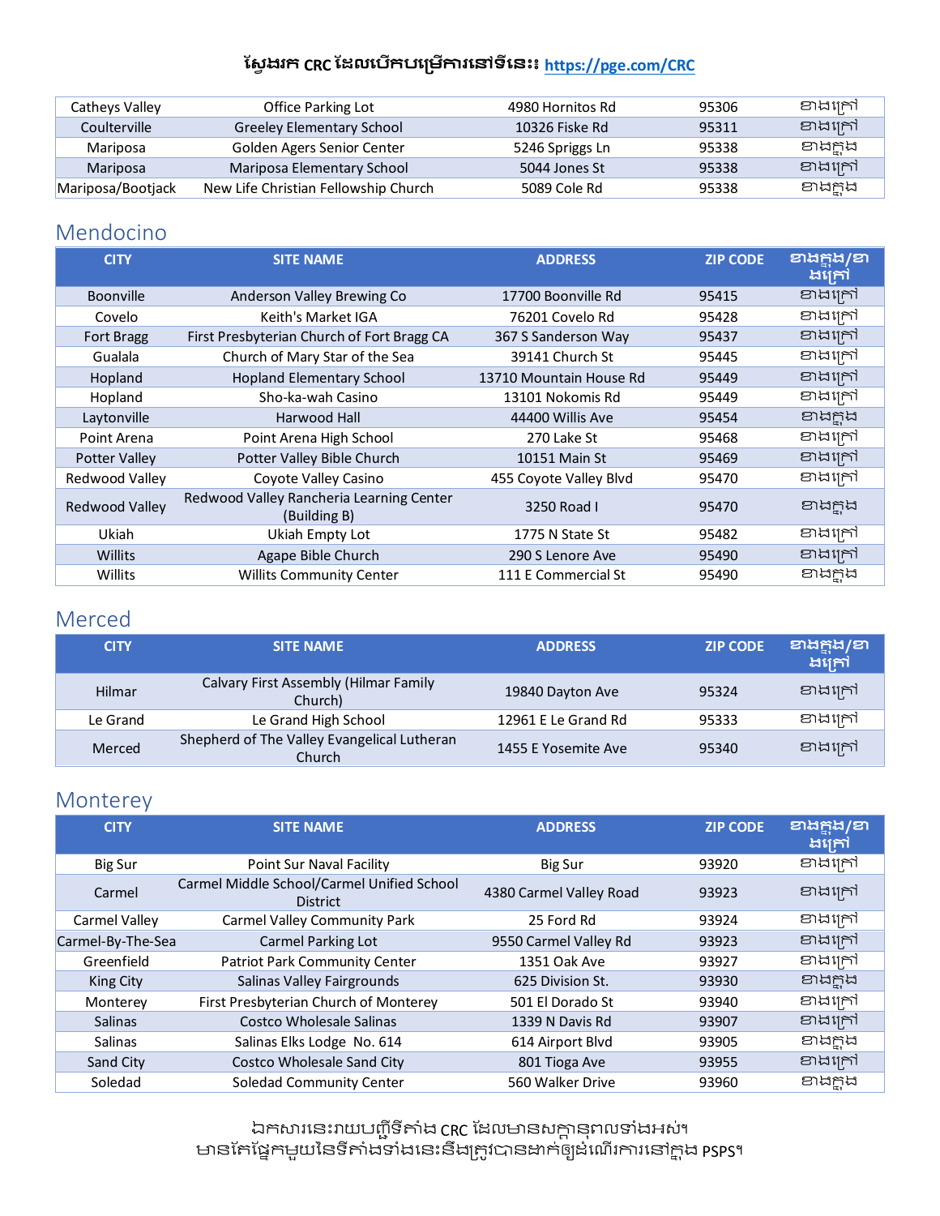ស្វែងរក CRC ដែលបើកបម្រើការនៅទីនេះ៖ https://pge.com/CRC

| | | | | |
|---|---|---|---|---|
| Catheys Valley | Office Parking Lot | 4980 Hornitos Rd | 95306 | ខាងក្រៅ |
| Coulterville | Greeley Elementary School | 10326 Fiske Rd | 95311 | ខាងក្រៅ |
| Mariposa | Golden Agers Senior Center | 5246 Spriggs Ln | 95338 | ខាងក្នុង |
| Mariposa | Mariposa Elementary School | 5044 Jones St | 95338 | ខាងក្រៅ |
| Mariposa/Bootjack | New Life Christian Fellowship Church | 5089 Cole Rd | 95338 | ខាងក្នុង |

## Mendocino

| CITY | SITE NAME | ADDRESS | ZIP CODE | ខាងក្នុង/ខាងក្រៅ |
|---|---|---|---|---|
| Boonville | Anderson Valley Brewing Co | 17700 Boonville Rd | 95415 | ខាងក្រៅ |
| Covelo | Keith's Market IGA | 76201 Covelo Rd | 95428 | ខាងក្រៅ |
| Fort Bragg | First Presbyterian Church of Fort Bragg CA | 367 S Sanderson Way | 95437 | ខាងក្រៅ |
| Gualala | Church of Mary Star of the Sea | 39141 Church St | 95445 | ខាងក្រៅ |
| Hopland | Hopland Elementary School | 13710 Mountain House Rd | 95449 | ខាងក្រៅ |
| Hopland | Sho-ka-wah Casino | 13101 Nokomis Rd | 95449 | ខាងក្រៅ |
| Laytonville | Harwood Hall | 44400 Willis Ave | 95454 | ខាងក្នុង |
| Point Arena | Point Arena High School | 270 Lake St | 95468 | ខាងក្រៅ |
| Potter Valley | Potter Valley Bible Church | 10151 Main St | 95469 | ខាងក្រៅ |
| Redwood Valley | Coyote Valley Casino | 455 Coyote Valley Blvd | 95470 | ខាងក្រៅ |
| Redwood Valley | Redwood Valley Rancheria Learning Center (Building B) | 3250 Road I | 95470 | ខាងក្នុង |
| Ukiah | Ukiah Empty Lot | 1775 N State St | 95482 | ខាងក្រៅ |
| Willits | Agape Bible Church | 290 S Lenore Ave | 95490 | ខាងក្រៅ |
| Willits | Willits Community Center | 111 E Commercial St | 95490 | ខាងក្នុង |

## Merced

| CITY | SITE NAME | ADDRESS | ZIP CODE | ខាងក្នុង/ខាងក្រៅ |
|---|---|---|---|---|
| Hilmar | Calvary First Assembly (Hilmar Family Church) | 19840 Dayton Ave | 95324 | ខាងក្រៅ |
| Le Grand | Le Grand High School | 12961 E Le Grand Rd | 95333 | ខាងក្រៅ |
| Merced | Shepherd of The Valley Evangelical Lutheran Church | 1455 E Yosemite Ave | 95340 | ខាងក្រៅ |

## Monterey

| CITY | SITE NAME | ADDRESS | ZIP CODE | ខាងក្នុង/ខាងក្រៅ |
|---|---|---|---|---|
| Big Sur | Point Sur Naval Facility | Big Sur | 93920 | ខាងក្រៅ |
| Carmel | Carmel Middle School/Carmel Unified School District | 4380 Carmel Valley Road | 93923 | ខាងក្រៅ |
| Carmel Valley | Carmel Valley Community Park | 25 Ford Rd | 93924 | ខាងក្រៅ |
| Carmel-By-The-Sea | Carmel Parking Lot | 9550 Carmel Valley Rd | 93923 | ខាងក្រៅ |
| Greenfield | Patriot Park Community Center | 1351 Oak Ave | 93927 | ខាងក្រៅ |
| King City | Salinas Valley Fairgrounds | 625 Division St. | 93930 | ខាងក្នុង |
| Monterey | First Presbyterian Church of Monterey | 501 El Dorado St | 93940 | ខាងក្រៅ |
| Salinas | Costco Wholesale Salinas | 1339 N Davis Rd | 93907 | ខាងក្រៅ |
| Salinas | Salinas Elks Lodge No. 614 | 614 Airport Blvd | 93905 | ខាងក្នុង |
| Sand City | Costco Wholesale Sand City | 801 Tioga Ave | 93955 | ខាងក្រៅ |
| Soledad | Soledad Community Center | 560 Walker Drive | 93960 | ខាងក្នុង |

ឯកសារនេះរាយបញ្ជីទីតាំង CRC ដែលមានសក្តានុពលទាំងអស់។
មានតែផ្នែកមួយនៃទីតាំងទាំងនេះនឹងត្រូវបានដាក់ឱ្យដំណើរការនៅក្នុង PSPS។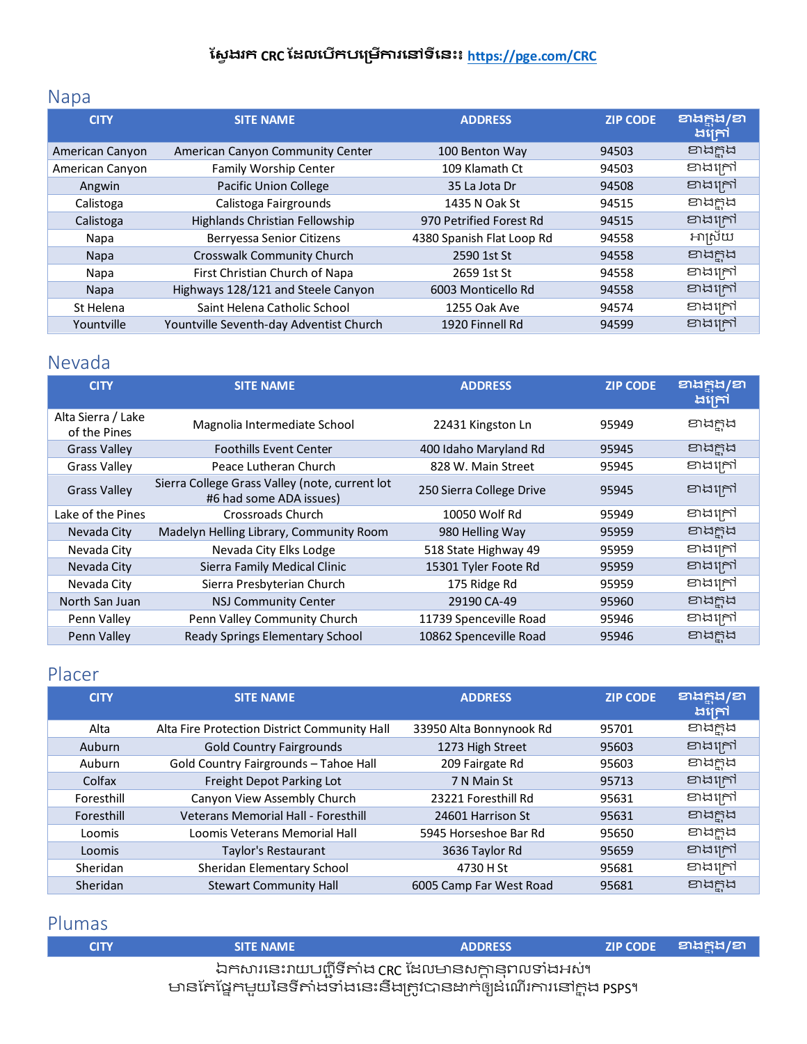ស្វែងរក CRC ដែលបើកបម្រើការនៅទីនេះ៖ https://pge.com/CRC

## Napa

| CITY | SITE NAME | ADDRESS | ZIP CODE | ខាងក្នុង/ខាងក្រៅ |
|---|---|---|---|---|
| American Canyon | American Canyon Community Center | 100 Benton Way | 94503 | ខាងក្នុង |
| American Canyon | Family Worship Center | 109 Klamath Ct | 94503 | ខាងក្រៅ |
| Angwin | Pacific Union College | 35 La Jota Dr | 94508 | ខាងក្រៅ |
| Calistoga | Calistoga Fairgrounds | 1435 N Oak St | 94515 | ខាងក្នុង |
| Calistoga | Highlands Christian Fellowship | 970 Petrified Forest Rd | 94515 | ខាងក្រៅ |
| Napa | Berryessa Senior Citizens | 4380 Spanish Flat Loop Rd | 94558 | អាស្រ័យ |
| Napa | Crosswalk Community Church | 2590 1st St | 94558 | ខាងក្នុង |
| Napa | First Christian Church of Napa | 2659 1st St | 94558 | ខាងក្រៅ |
| Napa | Highways 128/121 and Steele Canyon | 6003 Monticello Rd | 94558 | ខាងក្រៅ |
| St Helena | Saint Helena Catholic School | 1255 Oak Ave | 94574 | ខាងក្រៅ |
| Yountville | Yountville Seventh-day Adventist Church | 1920 Finnell Rd | 94599 | ខាងក្រៅ |

## Nevada

| CITY | SITE NAME | ADDRESS | ZIP CODE | ខាងក្នុង/ខាងក្រៅ |
|---|---|---|---|---|
| Alta Sierra / Lake of the Pines | Magnolia Intermediate School | 22431 Kingston Ln | 95949 | ខាងក្នុង |
| Grass Valley | Foothills Event Center | 400 Idaho Maryland Rd | 95945 | ខាងក្នុង |
| Grass Valley | Peace Lutheran Church | 828 W. Main Street | 95945 | ខាងក្រៅ |
| Grass Valley | Sierra College Grass Valley (note, current lot #6 had some ADA issues) | 250 Sierra College Drive | 95945 | ខាងក្រៅ |
| Lake of the Pines | Crossroads Church | 10050 Wolf Rd | 95949 | ខាងក្រៅ |
| Nevada City | Madelyn Helling Library, Community Room | 980 Helling Way | 95959 | ខាងក្នុង |
| Nevada City | Nevada City Elks Lodge | 518 State Highway 49 | 95959 | ខាងក្រៅ |
| Nevada City | Sierra Family Medical Clinic | 15301 Tyler Foote Rd | 95959 | ខាងក្រៅ |
| Nevada City | Sierra Presbyterian Church | 175 Ridge Rd | 95959 | ខាងក្រៅ |
| North San Juan | NSJ Community Center | 29190 CA-49 | 95960 | ខាងក្នុង |
| Penn Valley | Penn Valley Community Church | 11739 Spenceville Road | 95946 | ខាងក្រៅ |
| Penn Valley | Ready Springs Elementary School | 10862 Spenceville Road | 95946 | ខាងក្នុង |

## Placer

| CITY | SITE NAME | ADDRESS | ZIP CODE | ខាងក្នុង/ខាងក្រៅ |
|---|---|---|---|---|
| Alta | Alta Fire Protection District Community Hall | 33950 Alta Bonnynook Rd | 95701 | ខាងក្នុង |
| Auburn | Gold Country Fairgrounds | 1273 High Street | 95603 | ខាងក្រៅ |
| Auburn | Gold Country Fairgrounds – Tahoe Hall | 209 Fairgate Rd | 95603 | ខាងក្នុង |
| Colfax | Freight Depot Parking Lot | 7 N Main St | 95713 | ខាងក្រៅ |
| Foresthill | Canyon View Assembly Church | 23221 Foresthill Rd | 95631 | ខាងក្រៅ |
| Foresthill | Veterans Memorial Hall - Foresthill | 24601 Harrison St | 95631 | ខាងក្នុង |
| Loomis | Loomis Veterans Memorial Hall | 5945 Horseshoe Bar Rd | 95650 | ខាងក្នុង |
| Loomis | Taylor's Restaurant | 3636 Taylor Rd | 95659 | ខាងក្រៅ |
| Sheridan | Sheridan Elementary School | 4730 H St | 95681 | ខាងក្រៅ |
| Sheridan | Stewart Community Hall | 6005 Camp Far West Road | 95681 | ខាងក្នុង |

## Plumas

| CITY | SITE NAME | ADDRESS | ZIP CODE | ខាងក្នុង/ខា |
|---|---|---|---|---|

ឯកសារនេះរាយបញ្ជីទីតាំង CRC ដែលមានសក្តានុពលទាំងអស់។
មានតែផ្នែកមួយនៃទីតាំងទាំងនេះនឹងត្រូវបានដាក់ឲ្យដំណើរការនៅក្នុង PSPS។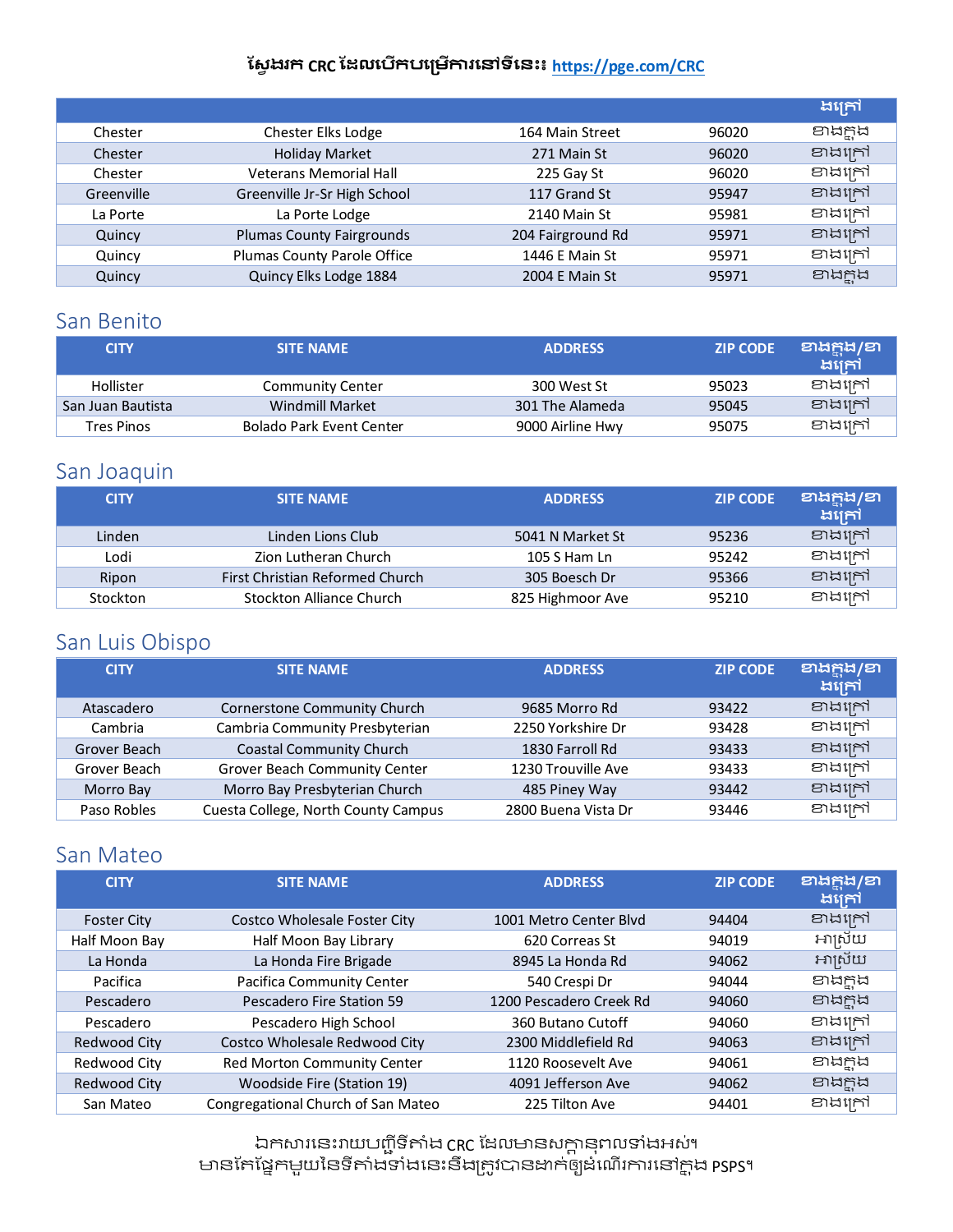ស្វែងរក CRC ដែលបើកបម្រើការនៅទីនេះ៖ https://pge.com/CRC

| | | | | ងក្រៅ |
|---|---|---|---|---|
| Chester | Chester Elks Lodge | 164 Main Street | 96020 | ខាងក្នុង |
| Chester | Holiday Market | 271 Main St | 96020 | ខាងក្រៅ |
| Chester | Veterans Memorial Hall | 225 Gay St | 96020 | ខាងក្រៅ |
| Greenville | Greenville Jr-Sr High School | 117 Grand St | 95947 | ខាងក្រៅ |
| La Porte | La Porte Lodge | 2140 Main St | 95981 | ខាងក្រៅ |
| Quincy | Plumas County Fairgrounds | 204 Fairground Rd | 95971 | ខាងក្រៅ |
| Quincy | Plumas County Parole Office | 1446 E Main St | 95971 | ខាងក្រៅ |
| Quincy | Quincy Elks Lodge 1884 | 2004 E Main St | 95971 | ខាងក្នុង |

## San Benito

| CITY | SITE NAME | ADDRESS | ZIP CODE | ខាងក្នុង/ខាងក្រៅ |
|---|---|---|---|---|
| Hollister | Community Center | 300 West St | 95023 | ខាងក្រៅ |
| San Juan Bautista | Windmill Market | 301 The Alameda | 95045 | ខាងក្រៅ |
| Tres Pinos | Bolado Park Event Center | 9000 Airline Hwy | 95075 | ខាងក្រៅ |

## San Joaquin

| CITY | SITE NAME | ADDRESS | ZIP CODE | ខាងក្នុង/ខាងក្រៅ |
|---|---|---|---|---|
| Linden | Linden Lions Club | 5041 N Market St | 95236 | ខាងក្រៅ |
| Lodi | Zion Lutheran Church | 105 S Ham Ln | 95242 | ខាងក្រៅ |
| Ripon | First Christian Reformed Church | 305 Boesch Dr | 95366 | ខាងក្រៅ |
| Stockton | Stockton Alliance Church | 825 Highmoor Ave | 95210 | ខាងក្រៅ |

## San Luis Obispo

| CITY | SITE NAME | ADDRESS | ZIP CODE | ខាងក្នុង/ខាងក្រៅ |
|---|---|---|---|---|
| Atascadero | Cornerstone Community Church | 9685 Morro Rd | 93422 | ខាងក្រៅ |
| Cambria | Cambria Community Presbyterian | 2250 Yorkshire Dr | 93428 | ខាងក្រៅ |
| Grover Beach | Coastal Community Church | 1830 Farroll Rd | 93433 | ខាងក្រៅ |
| Grover Beach | Grover Beach Community Center | 1230 Trouville Ave | 93433 | ខាងក្រៅ |
| Morro Bay | Morro Bay Presbyterian Church | 485 Piney Way | 93442 | ខាងក្រៅ |
| Paso Robles | Cuesta College, North County Campus | 2800 Buena Vista Dr | 93446 | ខាងក្រៅ |

## San Mateo

| CITY | SITE NAME | ADDRESS | ZIP CODE | ខាងក្នុង/ខាងក្រៅ |
|---|---|---|---|---|
| Foster City | Costco Wholesale Foster City | 1001 Metro Center Blvd | 94404 | ខាងក្រៅ |
| Half Moon Bay | Half Moon Bay Library | 620 Correas St | 94019 | អាស្រ័យ |
| La Honda | La Honda Fire Brigade | 8945 La Honda Rd | 94062 | អាស្រ័យ |
| Pacifica | Pacifica Community Center | 540 Crespi Dr | 94044 | ខាងក្នុង |
| Pescadero | Pescadero Fire Station 59 | 1200 Pescadero Creek Rd | 94060 | ខាងក្នុង |
| Pescadero | Pescadero High School | 360 Butano Cutoff | 94060 | ខាងក្រៅ |
| Redwood City | Costco Wholesale Redwood City | 2300 Middlefield Rd | 94063 | ខាងក្រៅ |
| Redwood City | Red Morton Community Center | 1120 Roosevelt Ave | 94061 | ខាងក្នុង |
| Redwood City | Woodside Fire (Station 19) | 4091 Jefferson Ave | 94062 | ខាងក្នុង |
| San Mateo | Congregational Church of San Mateo | 225 Tilton Ave | 94401 | ខាងក្រៅ |

ឯកសារនេះរាយបញ្ជីទីតាំង CRC ដែលមានសក្តានុពលទាំងអស់។
មានតែផ្នែកមួយនៃទីតាំងទាំងនេះនឹងត្រូវបានដាក់ឱ្យដំណើរការនៅក្នុង PSPS។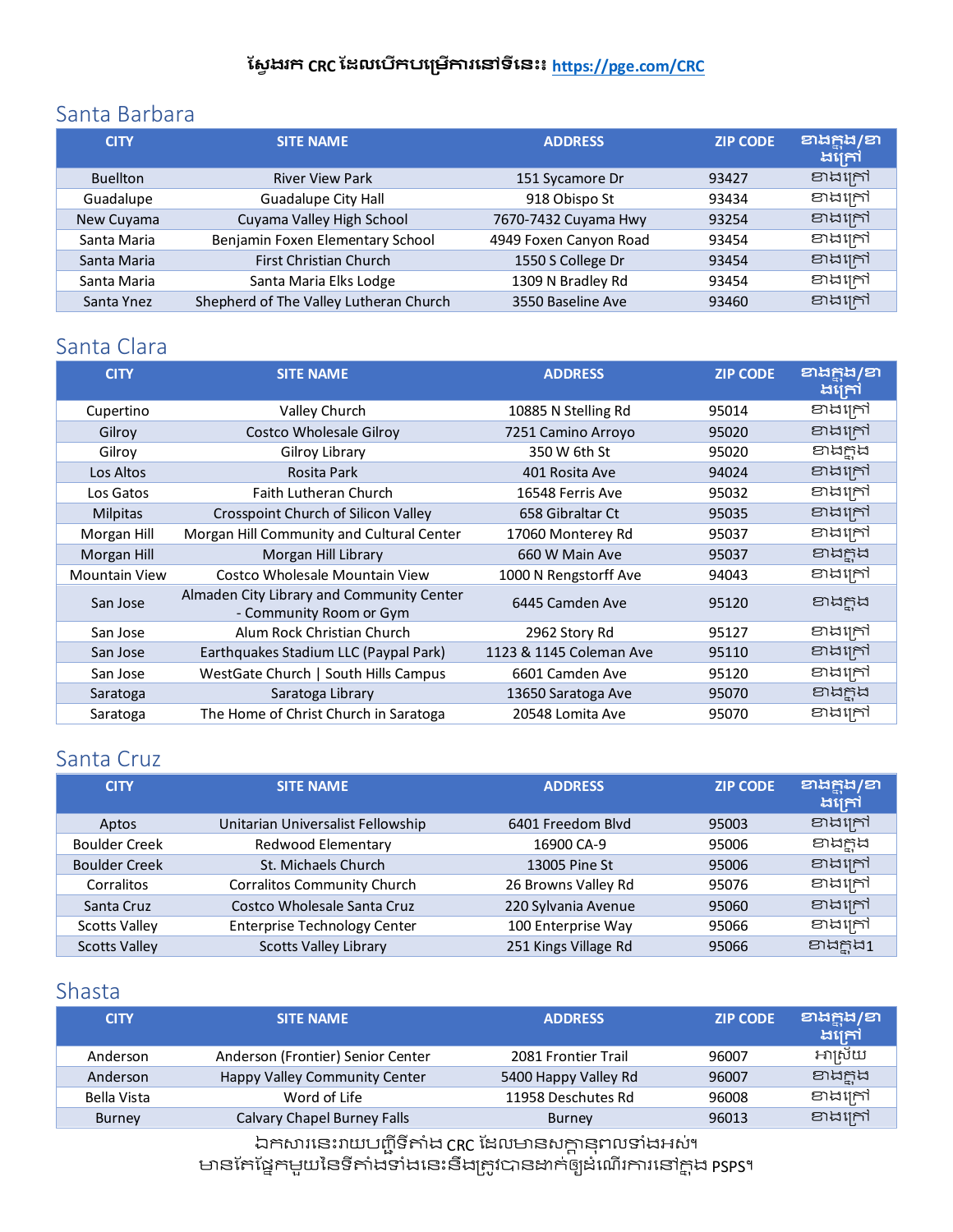ស្វែងរក CRC ដែលបើកបម្រើការនៅទីនេះ៖ https://pge.com/CRC

## Santa Barbara

| CITY | SITE NAME | ADDRESS | ZIP CODE | ខាងក្នុង/ខាងក្រៅ |
|---|---|---|---|---|
| Buellton | River View Park | 151 Sycamore Dr | 93427 | ខាងក្រៅ |
| Guadalupe | Guadalupe City Hall | 918 Obispo St | 93434 | ខាងក្រៅ |
| New Cuyama | Cuyama Valley High School | 7670-7432 Cuyama Hwy | 93254 | ខាងក្រៅ |
| Santa Maria | Benjamin Foxen Elementary School | 4949 Foxen Canyon Road | 93454 | ខាងក្រៅ |
| Santa Maria | First Christian Church | 1550 S College Dr | 93454 | ខាងក្រៅ |
| Santa Maria | Santa Maria Elks Lodge | 1309 N Bradley Rd | 93454 | ខាងក្រៅ |
| Santa Ynez | Shepherd of The Valley Lutheran Church | 3550 Baseline Ave | 93460 | ខាងក្រៅ |

## Santa Clara

| CITY | SITE NAME | ADDRESS | ZIP CODE | ខាងក្នុង/ខាងក្រៅ |
|---|---|---|---|---|
| Cupertino | Valley Church | 10885 N Stelling Rd | 95014 | ខាងក្រៅ |
| Gilroy | Costco Wholesale Gilroy | 7251 Camino Arroyo | 95020 | ខាងក្រៅ |
| Gilroy | Gilroy Library | 350 W 6th St | 95020 | ខាងក្នុង |
| Los Altos | Rosita Park | 401 Rosita Ave | 94024 | ខាងក្រៅ |
| Los Gatos | Faith Lutheran Church | 16548 Ferris Ave | 95032 | ខាងក្រៅ |
| Milpitas | Crosspoint Church of Silicon Valley | 658 Gibraltar Ct | 95035 | ខាងក្រៅ |
| Morgan Hill | Morgan Hill Community and Cultural Center | 17060 Monterey Rd | 95037 | ខាងក្រៅ |
| Morgan Hill | Morgan Hill Library | 660 W Main Ave | 95037 | ខាងក្នុង |
| Mountain View | Costco Wholesale Mountain View | 1000 N Rengstorff Ave | 94043 | ខាងក្រៅ |
| San Jose | Almaden City Library and Community Center - Community Room or Gym | 6445 Camden Ave | 95120 | ខាងក្នុង |
| San Jose | Alum Rock Christian Church | 2962 Story Rd | 95127 | ខាងក្រៅ |
| San Jose | Earthquakes Stadium LLC (Paypal Park) | 1123 & 1145 Coleman Ave | 95110 | ខាងក្រៅ |
| San Jose | WestGate Church \| South Hills Campus | 6601 Camden Ave | 95120 | ខាងក្រៅ |
| Saratoga | Saratoga Library | 13650 Saratoga Ave | 95070 | ខាងក្នុង |
| Saratoga | The Home of Christ Church in Saratoga | 20548 Lomita Ave | 95070 | ខាងក្រៅ |

## Santa Cruz

| CITY | SITE NAME | ADDRESS | ZIP CODE | ខាងក្នុង/ខាងក្រៅ |
|---|---|---|---|---|
| Aptos | Unitarian Universalist Fellowship | 6401 Freedom Blvd | 95003 | ខាងក្រៅ |
| Boulder Creek | Redwood Elementary | 16900 CA-9 | 95006 | ខាងក្នុង |
| Boulder Creek | St. Michaels Church | 13005 Pine St | 95006 | ខាងក្រៅ |
| Corralitos | Corralitos Community Church | 26 Browns Valley Rd | 95076 | ខាងក្រៅ |
| Santa Cruz | Costco Wholesale Santa Cruz | 220 Sylvania Avenue | 95060 | ខាងក្រៅ |
| Scotts Valley | Enterprise Technology Center | 100 Enterprise Way | 95066 | ខាងក្រៅ |
| Scotts Valley | Scotts Valley Library | 251 Kings Village Rd | 95066 | ខាងក្នុង1 |

## Shasta

| CITY | SITE NAME | ADDRESS | ZIP CODE | ខាងក្នុង/ខាងក្រៅ |
|---|---|---|---|---|
| Anderson | Anderson (Frontier) Senior Center | 2081 Frontier Trail | 96007 | អាស្រ័យ |
| Anderson | Happy Valley Community Center | 5400 Happy Valley Rd | 96007 | ខាងក្នុង |
| Bella Vista | Word of Life | 11958 Deschutes Rd | 96008 | ខាងក្រៅ |
| Burney | Calvary Chapel Burney Falls | Burney | 96013 | ខាងក្រៅ |

ឯកសារនេះរាយបញ្ជីទីតាំង CRC ដែលមានសក្តានុពលទាំងអស់។
មានតែផ្នែកមួយនៃទីតាំងទាំងនេះនឹងត្រូវបានដាក់ឱ្យដំណើរការនៅក្នុង PSPS។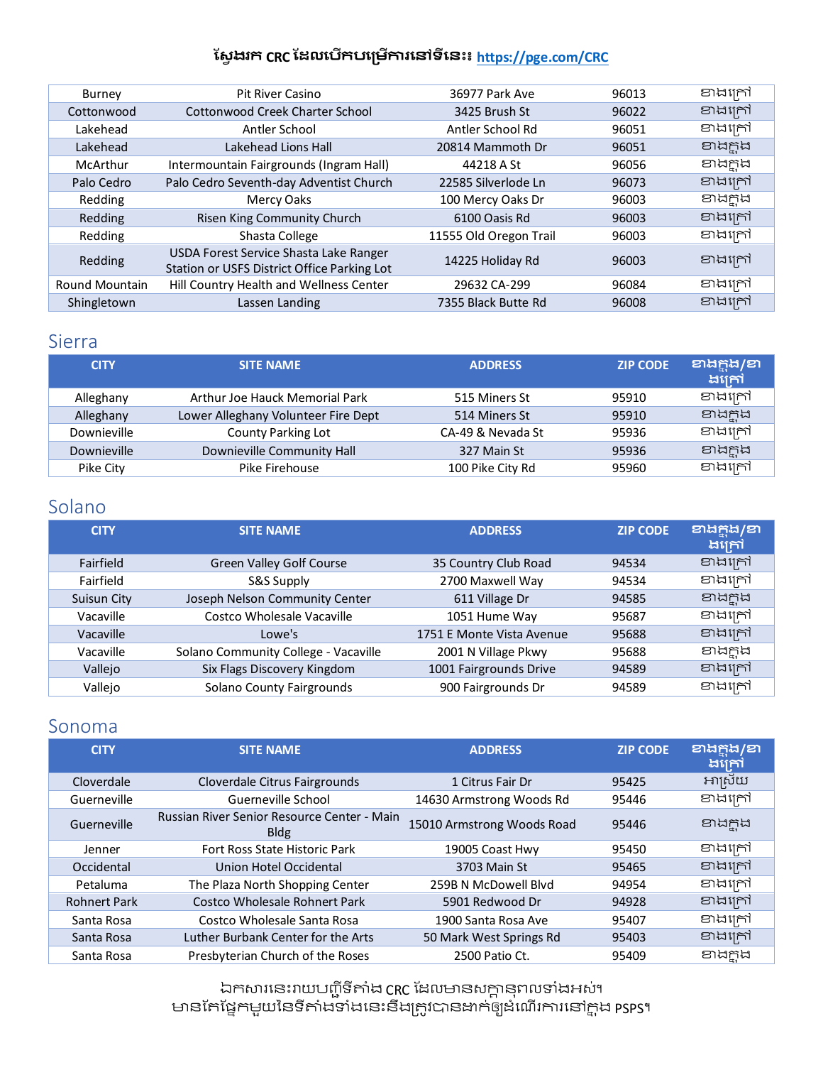ស្វែងរក CRC ដែលបើកបម្រើការនៅទីនេះ៖ https://pge.com/CRC

| | | | | |
|---|---|---|---|---|
| Burney | Pit River Casino | 36977 Park Ave | 96013 | ខាងក្រៅ |
| Cottonwood | Cottonwood Creek Charter School | 3425 Brush St | 96022 | ខាងក្រៅ |
| Lakehead | Antler School | Antler School Rd | 96051 | ខាងក្រៅ |
| Lakehead | Lakehead Lions Hall | 20814 Mammoth Dr | 96051 | ខាងក្នុង |
| McArthur | Intermountain Fairgrounds (Ingram Hall) | 44218 A St | 96056 | ខាងក្នុង |
| Palo Cedro | Palo Cedro Seventh-day Adventist Church | 22585 Silverlode Ln | 96073 | ខាងក្រៅ |
| Redding | Mercy Oaks | 100 Mercy Oaks Dr | 96003 | ខាងក្នុង |
| Redding | Risen King Community Church | 6100 Oasis Rd | 96003 | ខាងក្រៅ |
| Redding | Shasta College | 11555 Old Oregon Trail | 96003 | ខាងក្រៅ |
| Redding | USDA Forest Service Shasta Lake Ranger Station or USFS District Office Parking Lot | 14225 Holiday Rd | 96003 | ខាងក្រៅ |
| Round Mountain | Hill Country Health and Wellness Center | 29632 CA-299 | 96084 | ខាងក្រៅ |
| Shingletown | Lassen Landing | 7355 Black Butte Rd | 96008 | ខាងក្រៅ |

## Sierra

| CITY | SITE NAME | ADDRESS | ZIP CODE | ខាងក្នុង/ខាងក្រៅ |
|---|---|---|---|---|
| Alleghany | Arthur Joe Hauck Memorial Park | 515 Miners St | 95910 | ខាងក្រៅ |
| Alleghany | Lower Alleghany Volunteer Fire Dept | 514 Miners St | 95910 | ខាងក្នុង |
| Downieville | County Parking Lot | CA-49 & Nevada St | 95936 | ខាងក្រៅ |
| Downieville | Downieville Community Hall | 327 Main St | 95936 | ខាងក្នុង |
| Pike City | Pike Firehouse | 100 Pike City Rd | 95960 | ខាងក្រៅ |

## Solano

| CITY | SITE NAME | ADDRESS | ZIP CODE | ខាងក្នុង/ខាងក្រៅ |
|---|---|---|---|---|
| Fairfield | Green Valley Golf Course | 35 Country Club Road | 94534 | ខាងក្រៅ |
| Fairfield | S&S Supply | 2700 Maxwell Way | 94534 | ខាងក្រៅ |
| Suisun City | Joseph Nelson Community Center | 611 Village Dr | 94585 | ខាងក្នុង |
| Vacaville | Costco Wholesale Vacaville | 1051 Hume Way | 95687 | ខាងក្រៅ |
| Vacaville | Lowe's | 1751 E Monte Vista Avenue | 95688 | ខាងក្រៅ |
| Vacaville | Solano Community College - Vacaville | 2001 N Village Pkwy | 95688 | ខាងក្នុង |
| Vallejo | Six Flags Discovery Kingdom | 1001 Fairgrounds Drive | 94589 | ខាងក្រៅ |
| Vallejo | Solano County Fairgrounds | 900 Fairgrounds Dr | 94589 | ខាងក្រៅ |

## Sonoma

| CITY | SITE NAME | ADDRESS | ZIP CODE | ខាងក្នុង/ខាងក្រៅ |
|---|---|---|---|---|
| Cloverdale | Cloverdale Citrus Fairgrounds | 1 Citrus Fair Dr | 95425 | អាស្រ័យ |
| Guerneville | Guerneville School | 14630 Armstrong Woods Rd | 95446 | ខាងក្រៅ |
| Guerneville | Russian River Senior Resource Center - Main Bldg | 15010 Armstrong Woods Road | 95446 | ខាងក្នុង |
| Jenner | Fort Ross State Historic Park | 19005 Coast Hwy | 95450 | ខាងក្រៅ |
| Occidental | Union Hotel Occidental | 3703 Main St | 95465 | ខាងក្រៅ |
| Petaluma | The Plaza North Shopping Center | 259B N McDowell Blvd | 94954 | ខាងក្រៅ |
| Rohnert Park | Costco Wholesale Rohnert Park | 5901 Redwood Dr | 94928 | ខាងក្រៅ |
| Santa Rosa | Costco Wholesale Santa Rosa | 1900 Santa Rosa Ave | 95407 | ខាងក្រៅ |
| Santa Rosa | Luther Burbank Center for the Arts | 50 Mark West Springs Rd | 95403 | ខាងក្រៅ |
| Santa Rosa | Presbyterian Church of the Roses | 2500 Patio Ct. | 95409 | ខាងក្នុង |

ឯកសារនេះរាយបញ្ជីទីតាំង CRC ដែលមានសក្តានុពលទាំងអស់។
មានតែផ្នែកមួយនៃទីតាំងទាំងនេះនឹងត្រូវបានដាក់ឲ្យដំណើរការនៅក្នុង PSPS។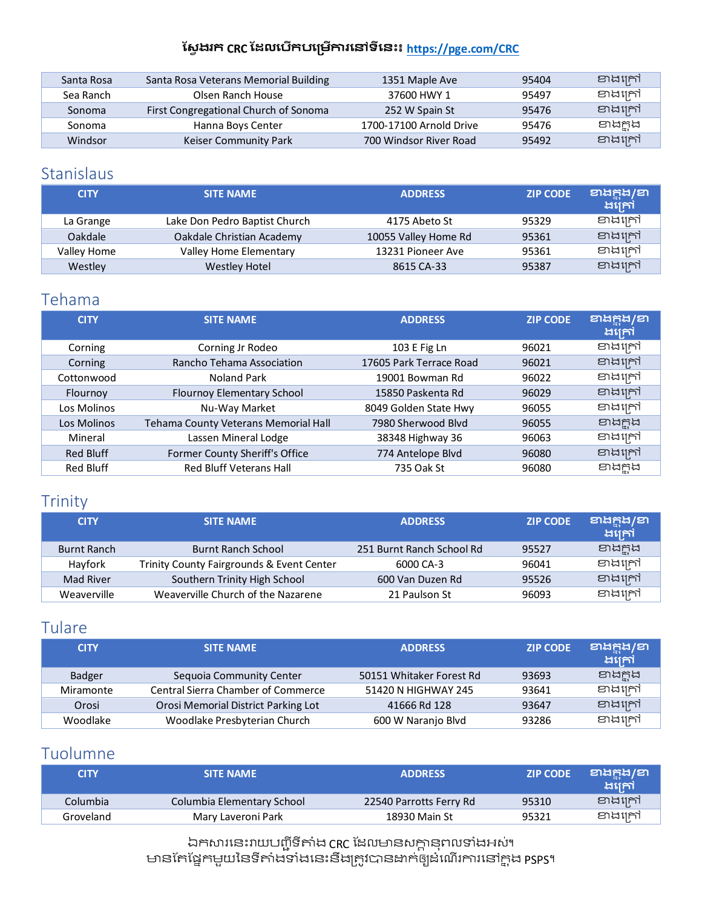ស្វែងរក CRC ដែលបើកបម្រើការនៅទីនេះ៖ https://pge.com/CRC

| | | | | |
|---|---|---|---|---|
| Santa Rosa | Santa Rosa Veterans Memorial Building | 1351 Maple Ave | 95404 | ខាងក្រៅ |
| Sea Ranch | Olsen Ranch House | 37600 HWY 1 | 95497 | ខាងក្រៅ |
| Sonoma | First Congregational Church of Sonoma | 252 W Spain St | 95476 | ខាងក្រៅ |
| Sonoma | Hanna Boys Center | 1700-17100 Arnold Drive | 95476 | ខាងក្នុង |
| Windsor | Keiser Community Park | 700 Windsor River Road | 95492 | ខាងក្រៅ |

## Stanislaus

| CITY | SITE NAME | ADDRESS | ZIP CODE | ខាងក្នុង/ខាងក្រៅ |
|---|---|---|---|---|
| La Grange | Lake Don Pedro Baptist Church | 4175 Abeto St | 95329 | ខាងក្រៅ |
| Oakdale | Oakdale Christian Academy | 10055 Valley Home Rd | 95361 | ខាងក្រៅ |
| Valley Home | Valley Home Elementary | 13231 Pioneer Ave | 95361 | ខាងក្រៅ |
| Westley | Westley Hotel | 8615 CA-33 | 95387 | ខាងក្រៅ |

## Tehama

| CITY | SITE NAME | ADDRESS | ZIP CODE | ខាងក្នុង/ខាងក្រៅ |
|---|---|---|---|---|
| Corning | Corning Jr Rodeo | 103 E Fig Ln | 96021 | ខាងក្រៅ |
| Corning | Rancho Tehama Association | 17605 Park Terrace Road | 96021 | ខាងក្រៅ |
| Cottonwood | Noland Park | 19001 Bowman Rd | 96022 | ខាងក្រៅ |
| Flournoy | Flournoy Elementary School | 15850 Paskenta Rd | 96029 | ខាងក្រៅ |
| Los Molinos | Nu-Way Market | 8049 Golden State Hwy | 96055 | ខាងក្រៅ |
| Los Molinos | Tehama County Veterans Memorial Hall | 7980 Sherwood Blvd | 96055 | ខាងក្នុង |
| Mineral | Lassen Mineral Lodge | 38348 Highway 36 | 96063 | ខាងក្រៅ |
| Red Bluff | Former County Sheriff's Office | 774 Antelope Blvd | 96080 | ខាងក្រៅ |
| Red Bluff | Red Bluff Veterans Hall | 735 Oak St | 96080 | ខាងក្នុង |

## Trinity

| CITY | SITE NAME | ADDRESS | ZIP CODE | ខាងក្នុង/ខាងក្រៅ |
|---|---|---|---|---|
| Burnt Ranch | Burnt Ranch School | 251 Burnt Ranch School Rd | 95527 | ខាងក្នុង |
| Hayfork | Trinity County Fairgrounds & Event Center | 6000 CA-3 | 96041 | ខាងក្រៅ |
| Mad River | Southern Trinity High School | 600 Van Duzen Rd | 95526 | ខាងក្រៅ |
| Weaverville | Weaverville Church of the Nazarene | 21 Paulson St | 96093 | ខាងក្រៅ |

## Tulare

| CITY | SITE NAME | ADDRESS | ZIP CODE | ខាងក្នុង/ខាងក្រៅ |
|---|---|---|---|---|
| Badger | Sequoia Community Center | 50151 Whitaker Forest Rd | 93693 | ខាងក្នុង |
| Miramonte | Central Sierra Chamber of Commerce | 51420 N HIGHWAY 245 | 93641 | ខាងក្រៅ |
| Orosi | Orosi Memorial District Parking Lot | 41666 Rd 128 | 93647 | ខាងក្រៅ |
| Woodlake | Woodlake Presbyterian Church | 600 W Naranjo Blvd | 93286 | ខាងក្រៅ |

## Tuolumne

| CITY | SITE NAME | ADDRESS | ZIP CODE | ខាងក្នុង/ខាងក្រៅ |
|---|---|---|---|---|
| Columbia | Columbia Elementary School | 22540 Parrotts Ferry Rd | 95310 | ខាងក្រៅ |
| Groveland | Mary Laveroni Park | 18930 Main St | 95321 | ខាងក្រៅ |

ឯកសារនេះរាយបញ្ជីទីតាំង CRC ដែលមានសក្តានុពលទាំងអស់។
មានតែផ្នែកមួយនៃទីតាំងទាំងនេះនឹងត្រូវបានដាក់ឲ្យដំណើរការនៅក្នុង PSPS។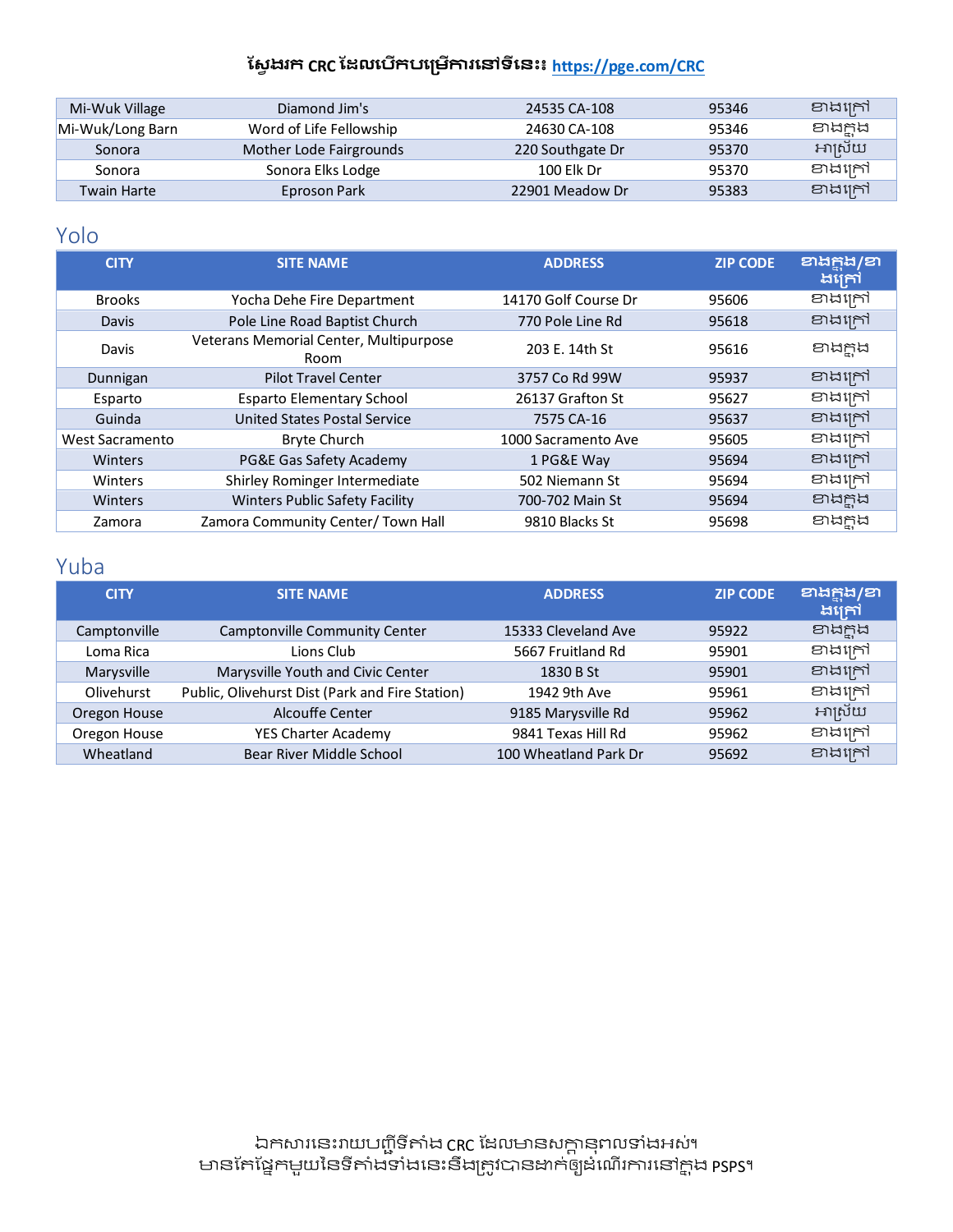ស្វែងរក CRC ដែលបើកបម្រើការនៅទីនេះ៖ https://pge.com/CRC

| | | | | |
|---|---|---|---|---|
| Mi-Wuk Village | Diamond Jim's | 24535 CA-108 | 95346 | ខាងក្រៅ |
| Mi-Wuk/Long Barn | Word of Life Fellowship | 24630 CA-108 | 95346 | ខាងក្នុង |
| Sonora | Mother Lode Fairgrounds | 220 Southgate Dr | 95370 | អាស្រ័យ |
| Sonora | Sonora Elks Lodge | 100 Elk Dr | 95370 | ខាងក្រៅ |
| Twain Harte | Eproson Park | 22901 Meadow Dr | 95383 | ខាងក្រៅ |

## Yolo

| CITY | SITE NAME | ADDRESS | ZIP CODE | ខាងក្នុង/ខាងក្រៅ |
|---|---|---|---|---|
| Brooks | Yocha Dehe Fire Department | 14170 Golf Course Dr | 95606 | ខាងក្រៅ |
| Davis | Pole Line Road Baptist Church | 770 Pole Line Rd | 95618 | ខាងក្រៅ |
| Davis | Veterans Memorial Center, Multipurpose Room | 203 E. 14th St | 95616 | ខាងក្នុង |
| Dunnigan | Pilot Travel Center | 3757 Co Rd 99W | 95937 | ខាងក្រៅ |
| Esparto | Esparto Elementary School | 26137 Grafton St | 95627 | ខាងក្រៅ |
| Guinda | United States Postal Service | 7575 CA-16 | 95637 | ខាងក្រៅ |
| West Sacramento | Bryte Church | 1000 Sacramento Ave | 95605 | ខាងក្រៅ |
| Winters | PG&E Gas Safety Academy | 1 PG&E Way | 95694 | ខាងក្រៅ |
| Winters | Shirley Rominger Intermediate | 502 Niemann St | 95694 | ខាងក្រៅ |
| Winters | Winters Public Safety Facility | 700-702 Main St | 95694 | ខាងក្នុង |
| Zamora | Zamora Community Center/ Town Hall | 9810 Blacks St | 95698 | ខាងក្នុង |

## Yuba

| CITY | SITE NAME | ADDRESS | ZIP CODE | ខាងក្នុង/ខាងក្រៅ |
|---|---|---|---|---|
| Camptonville | Camptonville Community Center | 15333 Cleveland Ave | 95922 | ខាងក្នុង |
| Loma Rica | Lions Club | 5667 Fruitland Rd | 95901 | ខាងក្រៅ |
| Marysville | Marysville Youth and Civic Center | 1830 B St | 95901 | ខាងក្រៅ |
| Olivehurst | Public, Olivehurst Dist (Park and Fire Station) | 1942 9th Ave | 95961 | ខាងក្រៅ |
| Oregon House | Alcouffe Center | 9185 Marysville Rd | 95962 | អាស្រ័យ |
| Oregon House | YES Charter Academy | 9841 Texas Hill Rd | 95962 | ខាងក្រៅ |
| Wheatland | Bear River Middle School | 100 Wheatland Park Dr | 95692 | ខាងក្រៅ |

ឯកសារនេះរាយបញ្ជីទីតាំង CRC ដែលមានសក្តានុពលទាំងអស់។
មានតែផ្នែកមួយនៃទីតាំងទាំងនេះនឹងត្រូវបានដាក់ឱ្យដំណើរការនៅក្នុង PSPS។